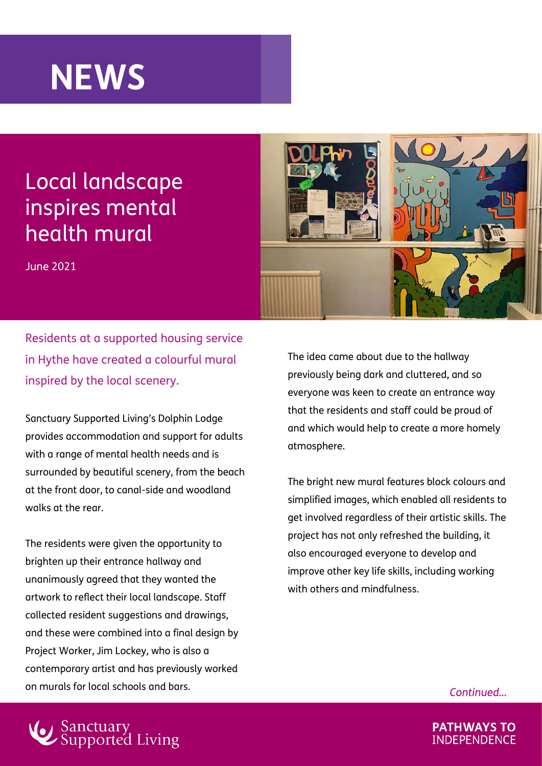# NEWS

## Local landscape inspires mental health mural

June 2021

Residents at a supported housing service in Hythe have created a colourful mural inspired by the local scenery.

Sanctuary Supported Living's Dolphin Lodge provides accommodation and support for adults with a range of mental health needs and is surrounded by beautiful scenery, from the beach at the front door, to canal-side and woodland walks at the rear.

The residents were given the opportunity to brighten up their entrance hallway and unanimously agreed that they wanted the artwork to reflect their local landscape. Staff collected resident suggestions and drawings, and these were combined into a final design by Project Worker, Jim Lockey, who is also a contemporary artist and has previously worked on murals for local schools and bars.

The idea came about due to the hallway previously being dark and cluttered, and so everyone was keen to create an entrance way that the residents and staff could be proud of and which would help to create a more homely atmosphere.

The bright new mural features block colours and simplified images, which enabled all residents to get involved regardless of their artistic skills. The project has not only refreshed the building, it also encouraged everyone to develop and improve other key life skills, including working with others and mindfulness.

*Continued...*

Sanctuary Supported Living

**PATHWAYS TO** INDEPENDENCE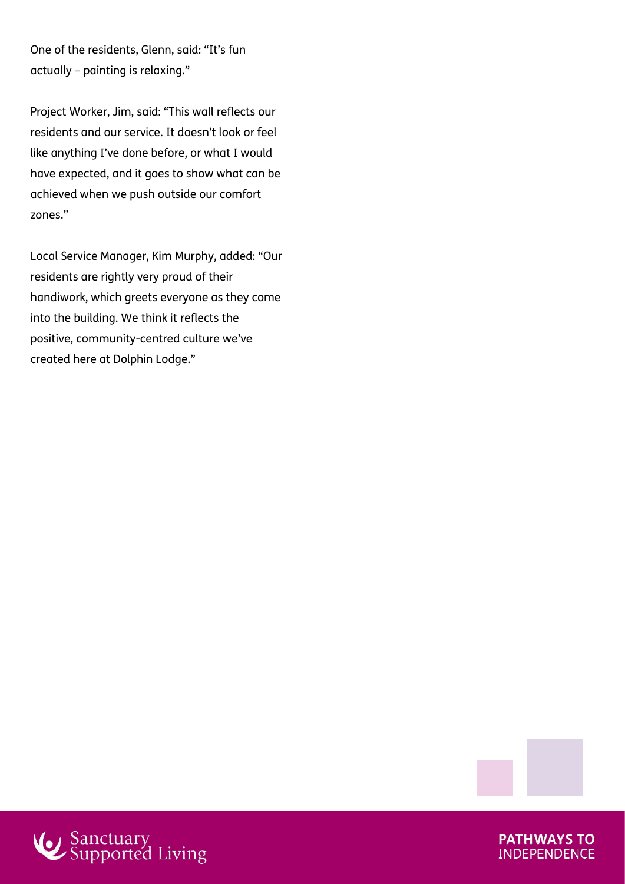One of the residents, Glenn, said: "It's fun actually – painting is relaxing."

Project Worker, Jim, said: "This wall reflects our residents and our service. It doesn't look or feel like anything I've done before, or what I would have expected, and it goes to show what can be achieved when we push outside our comfort zones."

Local Service Manager, Kim Murphy, added: "Our residents are rightly very proud of their handiwork, which greets everyone as they come into the building. We think it reflects the positive, community-centred culture we've created here at Dolphin Lodge."